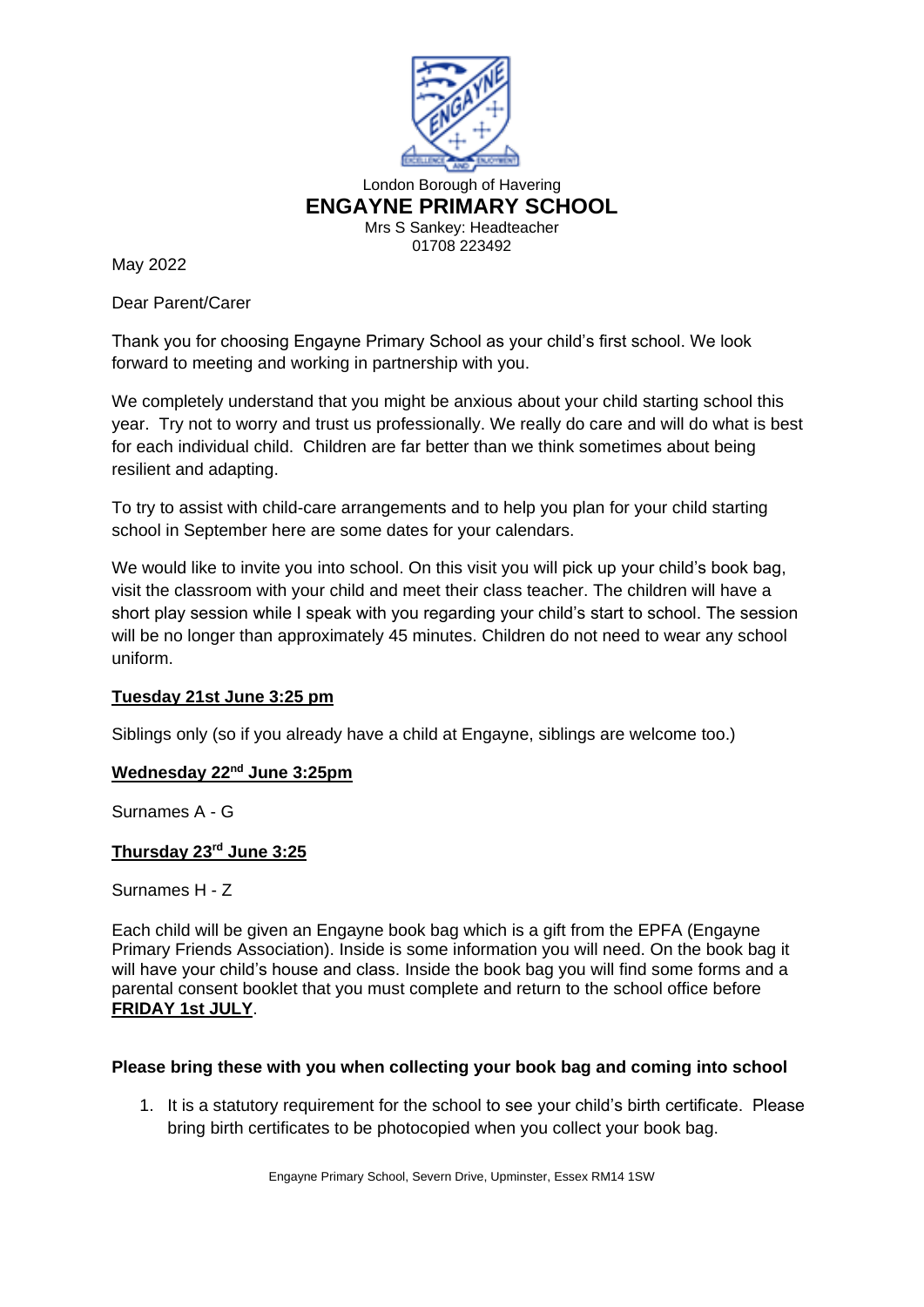London Borough of Havering

# ENGAYNE PRIMARY SCHOOL

Mrs S Sankey: Headteacher
01708 223492

May 2022

Dear Parent/Carer

Thank you for choosing Engayne Primary School as your child's first school. We look forward to meeting and working in partnership with you.

We completely understand that you might be anxious about your child starting school this year. Try not to worry and trust us professionally. We really do care and will do what is best for each individual child. Children are far better than we think sometimes about being resilient and adapting.

To try to assist with child-care arrangements and to help you plan for your child starting school in September here are some dates for your calendars.

We would like to invite you into school. On this visit you will pick up your child's book bag, visit the classroom with your child and meet their class teacher. The children will have a short play session while I speak with you regarding your child's start to school. The session will be no longer than approximately 45 minutes. Children do not need to wear any school uniform.

**Tuesday 21st June 3:25 pm**

Siblings only (so if you already have a child at Engayne, siblings are welcome too.)

**Wednesday 22nd June 3:25pm**

Surnames A - G

**Thursday 23rd June 3:25**

Surnames H - Z

Each child will be given an Engayne book bag which is a gift from the EPFA (Engayne Primary Friends Association). Inside is some information you will need. On the book bag it will have your child's house and class. Inside the book bag you will find some forms and a parental consent booklet that you must complete and return to the school office before **FRIDAY 1st JULY**.

**Please bring these with you when collecting your book bag and coming into school**

1. It is a statutory requirement for the school to see your child's birth certificate. Please bring birth certificates to be photocopied when you collect your book bag.

Engayne Primary School, Severn Drive, Upminster, Essex RM14 1SW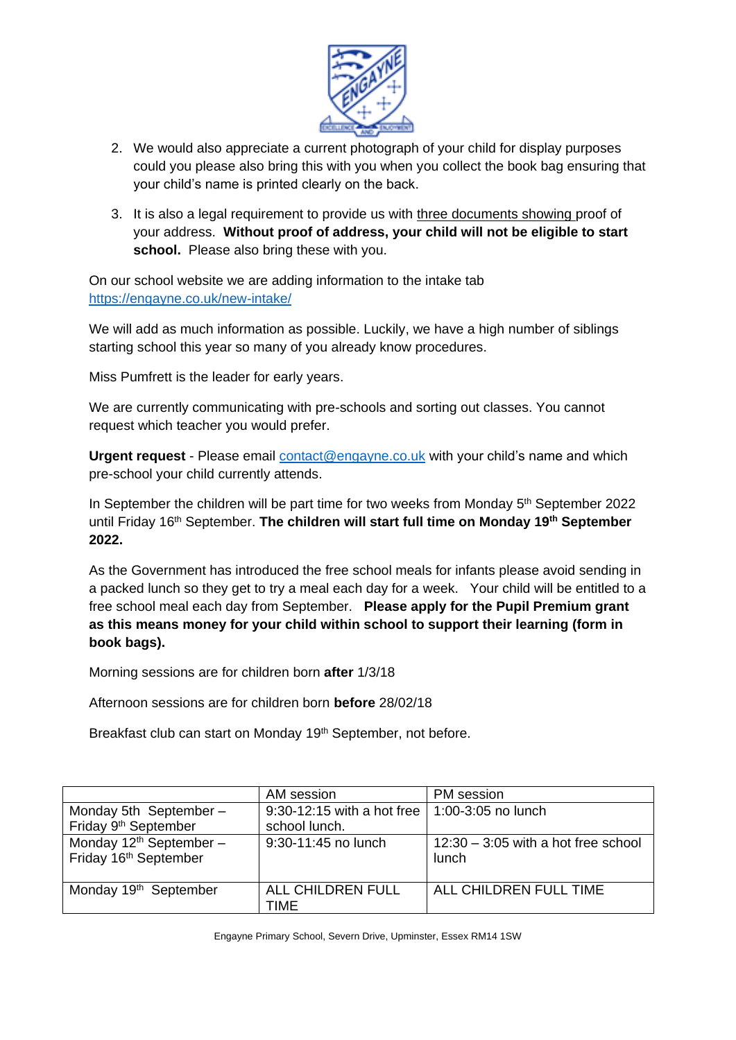2. We would also appreciate a current photograph of your child for display purposes could you please also bring this with you when you collect the book bag ensuring that your child's name is printed clearly on the back.

3. It is also a legal requirement to provide us with three documents showing proof of your address. **Without proof of address, your child will not be eligible to start school.** Please also bring these with you.

On our school website we are adding information to the intake tab
https://engayne.co.uk/new-intake/

We will add as much information as possible. Luckily, we have a high number of siblings starting school this year so many of you already know procedures.

Miss Pumfrett is the leader for early years.

We are currently communicating with pre-schools and sorting out classes. You cannot request which teacher you would prefer.

**Urgent request** - Please email contact@engayne.co.uk with your child's name and which pre-school your child currently attends.

In September the children will be part time for two weeks from Monday 5th September 2022 until Friday 16th September. **The children will start full time on Monday 19th September 2022.**

As the Government has introduced the free school meals for infants please avoid sending in a packed lunch so they get to try a meal each day for a week. Your child will be entitled to a free school meal each day from September. **Please apply for the Pupil Premium grant as this means money for your child within school to support their learning (form in book bags).**

Morning sessions are for children born **after** 1/3/18

Afternoon sessions are for children born **before** 28/02/18

Breakfast club can start on Monday 19th September, not before.

| | AM session | PM session |
|---|---|---|
| Monday 5th September – Friday 9th September | 9:30-12:15 with a hot free school lunch. | 1:00-3:05 no lunch |
| Monday 12th September – Friday 16th September | 9:30-11:45 no lunch | 12:30 – 3:05 with a hot free school lunch |
| Monday 19th September | ALL CHILDREN FULL TIME | ALL CHILDREN FULL TIME |

Engayne Primary School, Severn Drive, Upminster, Essex RM14 1SW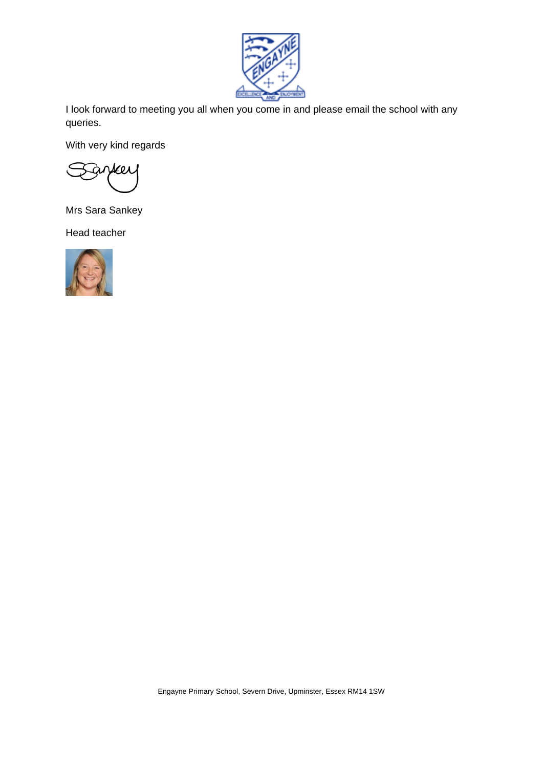I look forward to meeting you all when you come in and please email the school with any queries.

With very kind regards

Mrs Sara Sankey

Head teacher

Engayne Primary School, Severn Drive, Upminster, Essex RM14 1SW